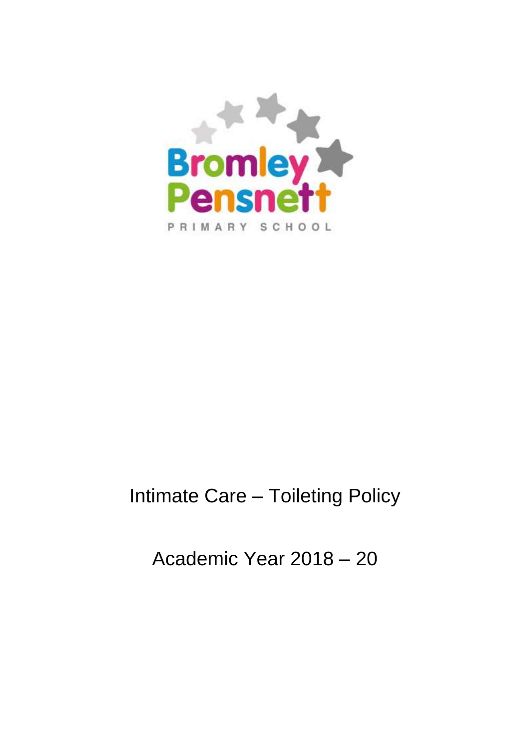Bromley Pensnett

PRIMARY SCHOOL

# Intimate Care – Toileting Policy

## Academic Year 2018 – 20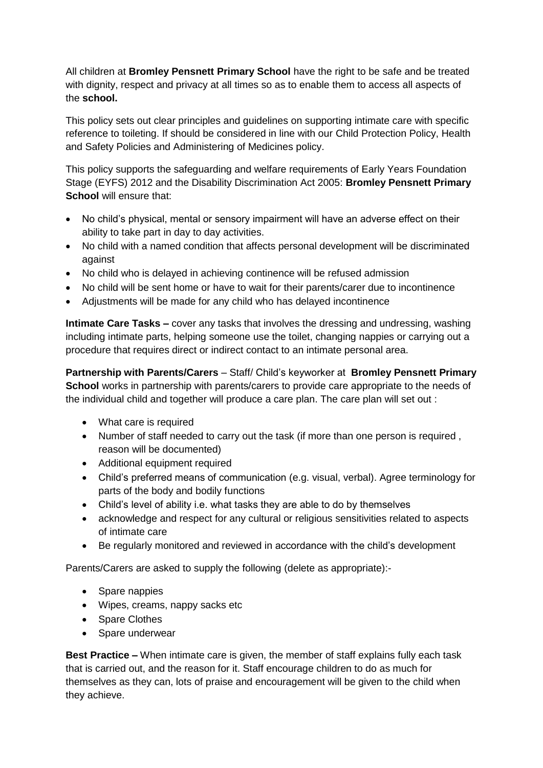All children at **Bromley Pensnett Primary School** have the right to be safe and be treated with dignity, respect and privacy at all times so as to enable them to access all aspects of the **school.**

This policy sets out clear principles and guidelines on supporting intimate care with specific reference to toileting. If should be considered in line with our Child Protection Policy, Health and Safety Policies and Administering of Medicines policy.

This policy supports the safeguarding and welfare requirements of Early Years Foundation Stage (EYFS) 2012 and the Disability Discrimination Act 2005: **Bromley Pensnett Primary School** will ensure that:

- No child's physical, mental or sensory impairment will have an adverse effect on their ability to take part in day to day activities.
- No child with a named condition that affects personal development will be discriminated against
- No child who is delayed in achieving continence will be refused admission
- No child will be sent home or have to wait for their parents/carer due to incontinence
- Adjustments will be made for any child who has delayed incontinence

**Intimate Care Tasks –** cover any tasks that involves the dressing and undressing, washing including intimate parts, helping someone use the toilet, changing nappies or carrying out a procedure that requires direct or indirect contact to an intimate personal area.

**Partnership with Parents/Carers** – Staff/ Child's keyworker at **Bromley Pensnett Primary School** works in partnership with parents/carers to provide care appropriate to the needs of the individual child and together will produce a care plan. The care plan will set out :

- What care is required
- Number of staff needed to carry out the task (if more than one person is required , reason will be documented)
- Additional equipment required
- Child's preferred means of communication (e.g. visual, verbal). Agree terminology for parts of the body and bodily functions
- Child's level of ability i.e. what tasks they are able to do by themselves
- acknowledge and respect for any cultural or religious sensitivities related to aspects of intimate care
- Be regularly monitored and reviewed in accordance with the child's development

Parents/Carers are asked to supply the following (delete as appropriate):-

- Spare nappies
- Wipes, creams, nappy sacks etc
- Spare Clothes
- Spare underwear

**Best Practice –** When intimate care is given, the member of staff explains fully each task that is carried out, and the reason for it. Staff encourage children to do as much for themselves as they can, lots of praise and encouragement will be given to the child when they achieve.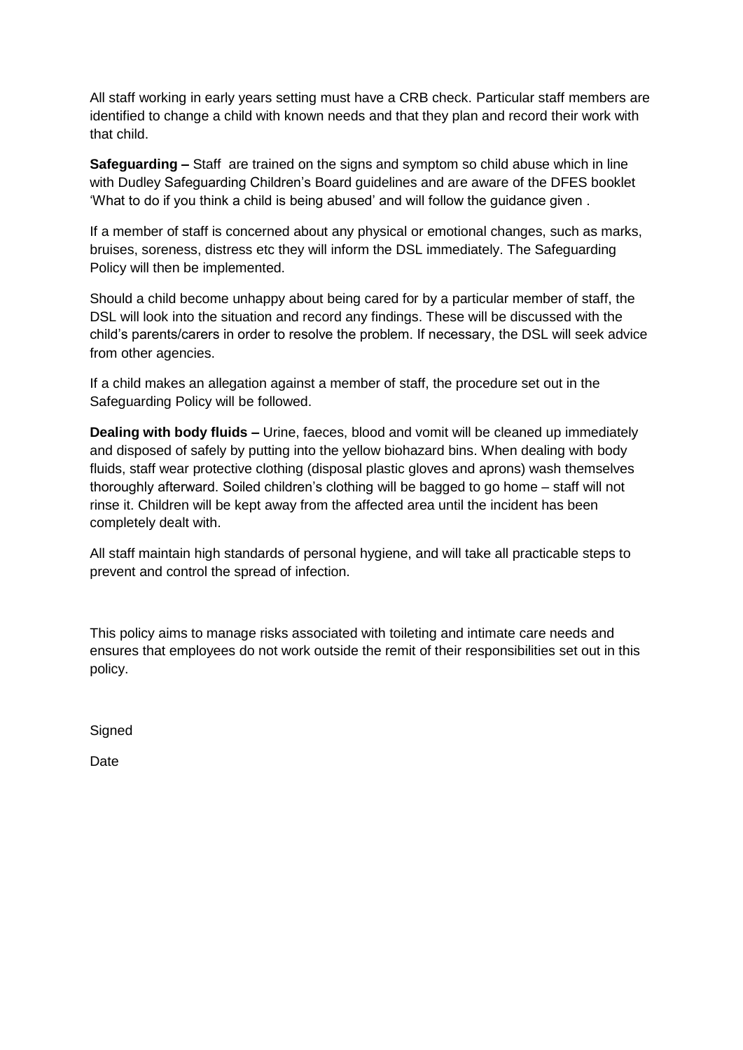All staff working in early years setting must have a CRB check. Particular staff members are identified to change a child with known needs and that they plan and record their work with that child.

**Safeguarding –** Staff are trained on the signs and symptom so child abuse which in line with Dudley Safeguarding Children's Board guidelines and are aware of the DFES booklet 'What to do if you think a child is being abused' and will follow the guidance given .

If a member of staff is concerned about any physical or emotional changes, such as marks, bruises, soreness, distress etc they will inform the DSL immediately. The Safeguarding Policy will then be implemented.

Should a child become unhappy about being cared for by a particular member of staff, the DSL will look into the situation and record any findings. These will be discussed with the child's parents/carers in order to resolve the problem. If necessary, the DSL will seek advice from other agencies.

If a child makes an allegation against a member of staff, the procedure set out in the Safeguarding Policy will be followed.

**Dealing with body fluids –** Urine, faeces, blood and vomit will be cleaned up immediately and disposed of safely by putting into the yellow biohazard bins. When dealing with body fluids, staff wear protective clothing (disposal plastic gloves and aprons) wash themselves thoroughly afterward. Soiled children's clothing will be bagged to go home – staff will not rinse it. Children will be kept away from the affected area until the incident has been completely dealt with.

All staff maintain high standards of personal hygiene, and will take all practicable steps to prevent and control the spread of infection.

This policy aims to manage risks associated with toileting and intimate care needs and ensures that employees do not work outside the remit of their responsibilities set out in this policy.

Signed

Date